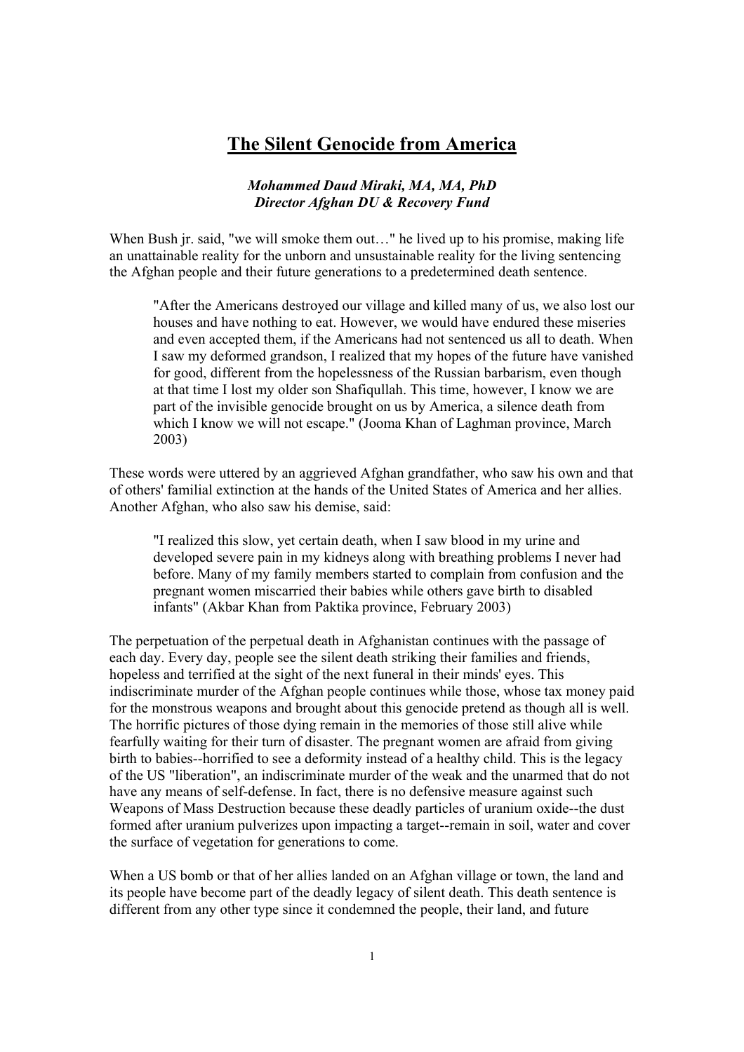# The Silent Genocide from America

***Mohammed Daud Miraki, MA, MA, PhD***
***Director Afghan DU & Recovery Fund***

When Bush jr. said, "we will smoke them out…" he lived up to his promise, making life an unattainable reality for the unborn and unsustainable reality for the living sentencing the Afghan people and their future generations to a predetermined death sentence.

> "After the Americans destroyed our village and killed many of us, we also lost our houses and have nothing to eat. However, we would have endured these miseries and even accepted them, if the Americans had not sentenced us all to death. When I saw my deformed grandson, I realized that my hopes of the future have vanished for good, different from the hopelessness of the Russian barbarism, even though at that time I lost my older son Shafiqullah. This time, however, I know we are part of the invisible genocide brought on us by America, a silence death from which I know we will not escape." (Jooma Khan of Laghman province, March 2003)

These words were uttered by an aggrieved Afghan grandfather, who saw his own and that of others' familial extinction at the hands of the United States of America and her allies. Another Afghan, who also saw his demise, said:

> "I realized this slow, yet certain death, when I saw blood in my urine and developed severe pain in my kidneys along with breathing problems I never had before. Many of my family members started to complain from confusion and the pregnant women miscarried their babies while others gave birth to disabled infants" (Akbar Khan from Paktika province, February 2003)

The perpetuation of the perpetual death in Afghanistan continues with the passage of each day. Every day, people see the silent death striking their families and friends, hopeless and terrified at the sight of the next funeral in their minds' eyes. This indiscriminate murder of the Afghan people continues while those, whose tax money paid for the monstrous weapons and brought about this genocide pretend as though all is well. The horrific pictures of those dying remain in the memories of those still alive while fearfully waiting for their turn of disaster. The pregnant women are afraid from giving birth to babies--horrified to see a deformity instead of a healthy child. This is the legacy of the US "liberation", an indiscriminate murder of the weak and the unarmed that do not have any means of self-defense. In fact, there is no defensive measure against such Weapons of Mass Destruction because these deadly particles of uranium oxide--the dust formed after uranium pulverizes upon impacting a target--remain in soil, water and cover the surface of vegetation for generations to come.

When a US bomb or that of her allies landed on an Afghan village or town, the land and its people have become part of the deadly legacy of silent death. This death sentence is different from any other type since it condemned the people, their land, and future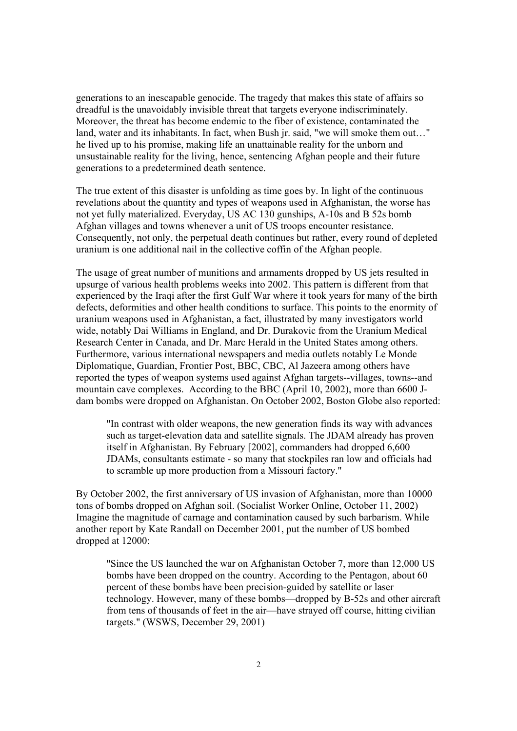generations to an inescapable genocide. The tragedy that makes this state of affairs so dreadful is the unavoidably invisible threat that targets everyone indiscriminately. Moreover, the threat has become endemic to the fiber of existence, contaminated the land, water and its inhabitants. In fact, when Bush jr. said, "we will smoke them out…" he lived up to his promise, making life an unattainable reality for the unborn and unsustainable reality for the living, hence, sentencing Afghan people and their future generations to a predetermined death sentence.

The true extent of this disaster is unfolding as time goes by. In light of the continuous revelations about the quantity and types of weapons used in Afghanistan, the worse has not yet fully materialized. Everyday, US AC 130 gunships, A-10s and B 52s bomb Afghan villages and towns whenever a unit of US troops encounter resistance. Consequently, not only, the perpetual death continues but rather, every round of depleted uranium is one additional nail in the collective coffin of the Afghan people.

The usage of great number of munitions and armaments dropped by US jets resulted in upsurge of various health problems weeks into 2002. This pattern is different from that experienced by the Iraqi after the first Gulf War where it took years for many of the birth defects, deformities and other health conditions to surface. This points to the enormity of uranium weapons used in Afghanistan, a fact, illustrated by many investigators world wide, notably Dai Williams in England, and Dr. Durakovic from the Uranium Medical Research Center in Canada, and Dr. Marc Herald in the United States among others. Furthermore, various international newspapers and media outlets notably Le Monde Diplomatique, Guardian, Frontier Post, BBC, CBC, Al Jazeera among others have reported the types of weapon systems used against Afghan targets--villages, towns--and mountain cave complexes. According to the BBC (April 10, 2002), more than 6600 J-dam bombs were dropped on Afghanistan. On October 2002, Boston Globe also reported:

> "In contrast with older weapons, the new generation finds its way with advances such as target-elevation data and satellite signals. The JDAM already has proven itself in Afghanistan. By February [2002], commanders had dropped 6,600 JDAMs, consultants estimate - so many that stockpiles ran low and officials had to scramble up more production from a Missouri factory."

By October 2002, the first anniversary of US invasion of Afghanistan, more than 10000 tons of bombs dropped on Afghan soil. (Socialist Worker Online, October 11, 2002) Imagine the magnitude of carnage and contamination caused by such barbarism. While another report by Kate Randall on December 2001, put the number of US bombed dropped at 12000:

> "Since the US launched the war on Afghanistan October 7, more than 12,000 US bombs have been dropped on the country. According to the Pentagon, about 60 percent of these bombs have been precision-guided by satellite or laser technology. However, many of these bombs—dropped by B-52s and other aircraft from tens of thousands of feet in the air—have strayed off course, hitting civilian targets." (WSWS, December 29, 2001)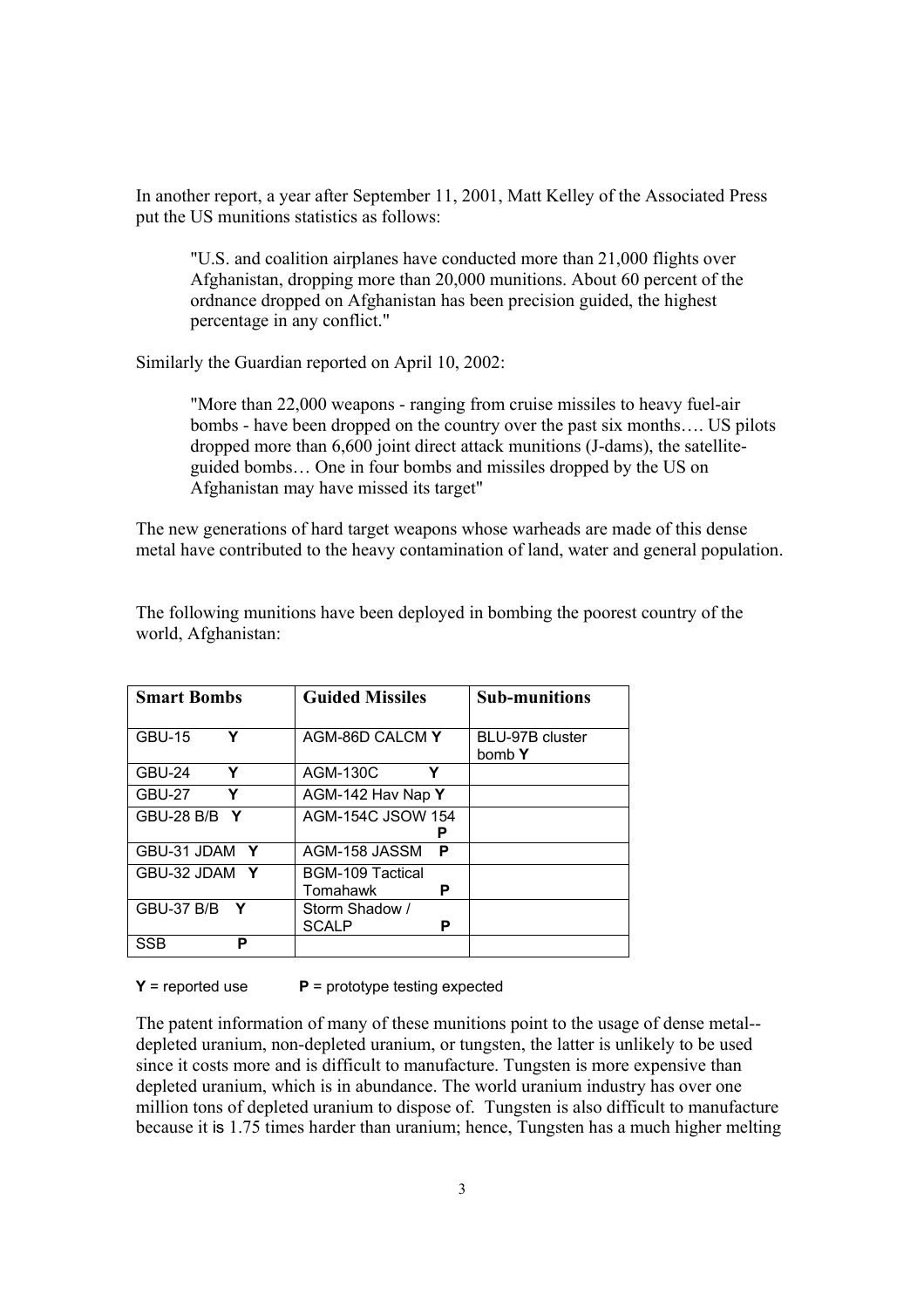In another report, a year after September 11, 2001, Matt Kelley of the Associated Press put the US munitions statistics as follows:

> "U.S. and coalition airplanes have conducted more than 21,000 flights over Afghanistan, dropping more than 20,000 munitions. About 60 percent of the ordnance dropped on Afghanistan has been precision guided, the highest percentage in any conflict."

Similarly the Guardian reported on April 10, 2002:

> "More than 22,000 weapons - ranging from cruise missiles to heavy fuel-air bombs - have been dropped on the country over the past six months…. US pilots dropped more than 6,600 joint direct attack munitions (J-dams), the satellite-guided bombs… One in four bombs and missiles dropped by the US on Afghanistan may have missed its target"

The new generations of hard target weapons whose warheads are made of this dense metal have contributed to the heavy contamination of land, water and general population.

The following munitions have been deployed in bombing the poorest country of the world, Afghanistan:

| **Smart Bombs** | **Guided Missiles** | **Sub-munitions** |
|---|---|---|
| GBU-15 **Y** | AGM-86D CALCM **Y** | BLU-97B cluster bomb **Y** |
| GBU-24 **Y** | AGM-130C **Y** | |
| GBU-27 **Y** | AGM-142 Hav Nap **Y** | |
| GBU-28 B/B **Y** | AGM-154C JSOW 154 **P** | |
| GBU-31 JDAM **Y** | AGM-158 JASSM **P** | |
| GBU-32 JDAM **Y** | BGM-109 Tactical Tomahawk **P** | |
| GBU-37 B/B **Y** | Storm Shadow / SCALP **P** | |
| SSB **P** | | |

**Y** = reported use **P** = prototype testing expected

The patent information of many of these munitions point to the usage of dense metal--depleted uranium, non-depleted uranium, or tungsten, the latter is unlikely to be used since it costs more and is difficult to manufacture. Tungsten is more expensive than depleted uranium, which is in abundance. The world uranium industry has over one million tons of depleted uranium to dispose of. Tungsten is also difficult to manufacture because it is 1.75 times harder than uranium; hence, Tungsten has a much higher melting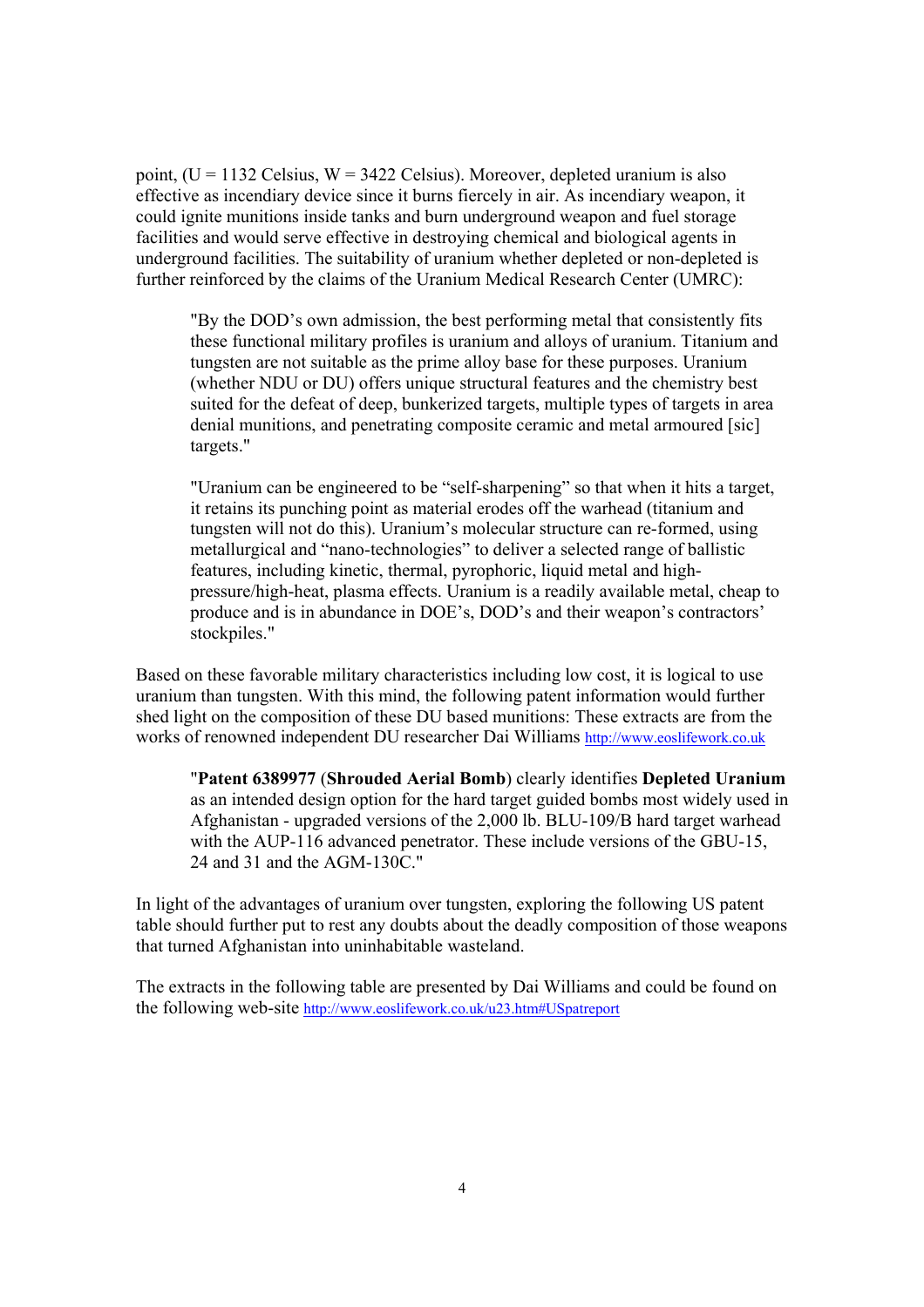point, (U = 1132 Celsius, W = 3422 Celsius). Moreover, depleted uranium is also effective as incendiary device since it burns fiercely in air. As incendiary weapon, it could ignite munitions inside tanks and burn underground weapon and fuel storage facilities and would serve effective in destroying chemical and biological agents in underground facilities. The suitability of uranium whether depleted or non-depleted is further reinforced by the claims of the Uranium Medical Research Center (UMRC):

> "By the DOD's own admission, the best performing metal that consistently fits these functional military profiles is uranium and alloys of uranium. Titanium and tungsten are not suitable as the prime alloy base for these purposes. Uranium (whether NDU or DU) offers unique structural features and the chemistry best suited for the defeat of deep, bunkerized targets, multiple types of targets in area denial munitions, and penetrating composite ceramic and metal armoured [sic] targets."
>
> "Uranium can be engineered to be "self-sharpening" so that when it hits a target, it retains its punching point as material erodes off the warhead (titanium and tungsten will not do this). Uranium's molecular structure can re-formed, using metallurgical and "nano-technologies" to deliver a selected range of ballistic features, including kinetic, thermal, pyrophoric, liquid metal and high-pressure/high-heat, plasma effects. Uranium is a readily available metal, cheap to produce and is in abundance in DOE's, DOD's and their weapon's contractors' stockpiles."

Based on these favorable military characteristics including low cost, it is logical to use uranium than tungsten. With this mind, the following patent information would further shed light on the composition of these DU based munitions: These extracts are from the works of renowned independent DU researcher Dai Williams http://www.eoslifework.co.uk

> "**Patent 6389977** (**Shrouded Aerial Bomb**) clearly identifies **Depleted Uranium** as an intended design option for the hard target guided bombs most widely used in Afghanistan - upgraded versions of the 2,000 lb. BLU-109/B hard target warhead with the AUP-116 advanced penetrator. These include versions of the GBU-15, 24 and 31 and the AGM-130C."

In light of the advantages of uranium over tungsten, exploring the following US patent table should further put to rest any doubts about the deadly composition of those weapons that turned Afghanistan into uninhabitable wasteland.

The extracts in the following table are presented by Dai Williams and could be found on the following web-site http://www.eoslifework.co.uk/u23.htm#USpatreport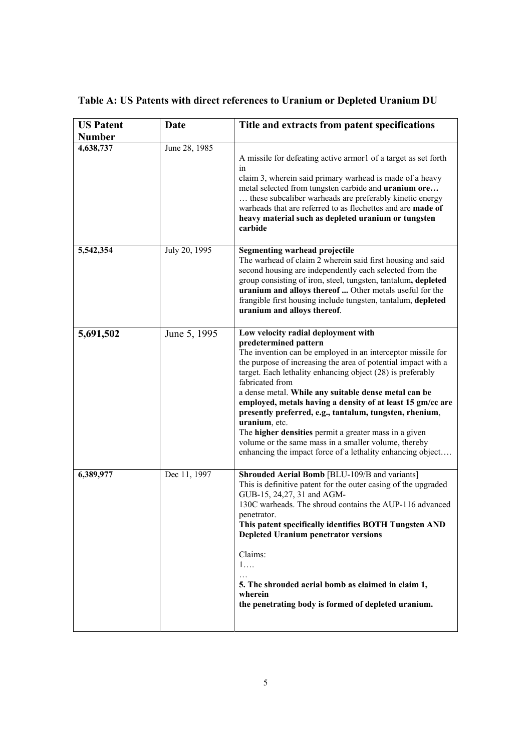**Table A: US Patents with direct references to Uranium or Depleted Uranium DU**

| US Patent Number | Date | Title and extracts from patent specifications |
|---|---|---|
| 4,638,737 | June 28, 1985 | A missile for defeating active armor1 of a target as set forth in claim 3, wherein said primary warhead is made of a heavy metal selected from tungsten carbide and **uranium ore…** … these subcaliber warheads are preferably kinetic energy warheads that are referred to as flechettes and are **made of heavy material such as depleted uranium or tungsten carbide** |
| 5,542,354 | July 20, 1995 | **Segmenting warhead projectile** The warhead of claim 2 wherein said first housing and said second housing are independently each selected from the group consisting of iron, steel, tungsten, tantalum**, depleted uranium and alloys thereof ...** Other metals useful for the frangible first housing include tungsten, tantalum, **depleted uranium and alloys thereof**. |
| **5,691,502** | June 5, 1995 | **Low velocity radial deployment with predetermined pattern** The invention can be employed in an interceptor missile for the purpose of increasing the area of potential impact with a target. Each lethality enhancing object (28) is preferably fabricated from a dense metal. **While any suitable dense metal can be employed, metals having a density of at least 15 gm/cc are presently preferred, e.g., tantalum, tungsten, rhenium**, **uranium**, etc. The **higher densities** permit a greater mass in a given volume or the same mass in a smaller volume, thereby enhancing the impact force of a lethality enhancing object…. |
| 6,389,977 | Dec 11, 1997 | **Shrouded Aerial Bomb** [BLU-109/B and variants] This is definitive patent for the outer casing of the upgraded GUB-15, 24,27, 31 and AGM-130C warheads. The shroud contains the AUP-116 advanced penetrator. **This patent specifically identifies BOTH Tungsten AND Depleted Uranium penetrator versions** Claims: 1…. … **5. The shrouded aerial bomb as claimed in claim 1, wherein the penetrating body is formed of depleted uranium.** |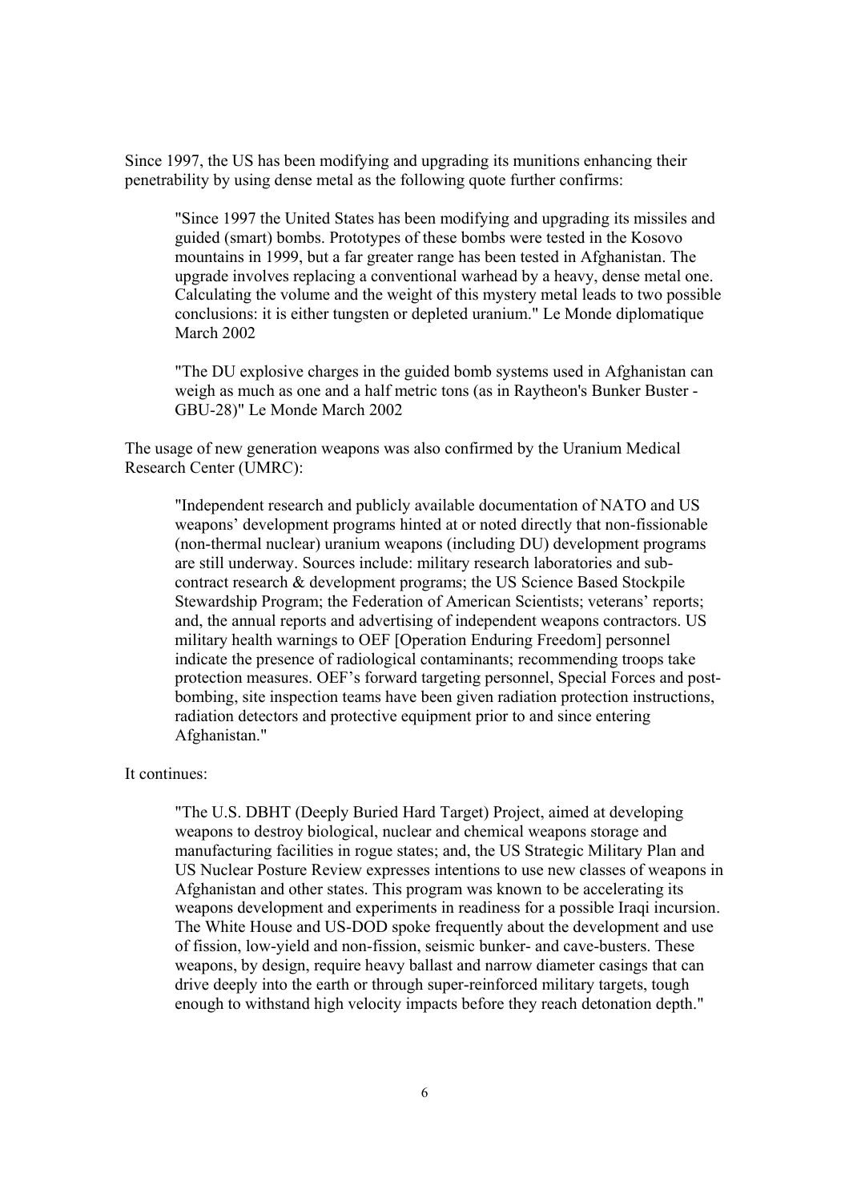Since 1997, the US has been modifying and upgrading its munitions enhancing their penetrability by using dense metal as the following quote further confirms:

> "Since 1997 the United States has been modifying and upgrading its missiles and guided (smart) bombs. Prototypes of these bombs were tested in the Kosovo mountains in 1999, but a far greater range has been tested in Afghanistan. The upgrade involves replacing a conventional warhead by a heavy, dense metal one. Calculating the volume and the weight of this mystery metal leads to two possible conclusions: it is either tungsten or depleted uranium." Le Monde diplomatique March 2002

> "The DU explosive charges in the guided bomb systems used in Afghanistan can weigh as much as one and a half metric tons (as in Raytheon's Bunker Buster - GBU-28)" Le Monde March 2002

The usage of new generation weapons was also confirmed by the Uranium Medical Research Center (UMRC):

> "Independent research and publicly available documentation of NATO and US weapons' development programs hinted at or noted directly that non-fissionable (non-thermal nuclear) uranium weapons (including DU) development programs are still underway. Sources include: military research laboratories and sub-contract research & development programs; the US Science Based Stockpile Stewardship Program; the Federation of American Scientists; veterans' reports; and, the annual reports and advertising of independent weapons contractors. US military health warnings to OEF [Operation Enduring Freedom] personnel indicate the presence of radiological contaminants; recommending troops take protection measures. OEF's forward targeting personnel, Special Forces and post-bombing, site inspection teams have been given radiation protection instructions, radiation detectors and protective equipment prior to and since entering Afghanistan."

It continues:

> "The U.S. DBHT (Deeply Buried Hard Target) Project, aimed at developing weapons to destroy biological, nuclear and chemical weapons storage and manufacturing facilities in rogue states; and, the US Strategic Military Plan and US Nuclear Posture Review expresses intentions to use new classes of weapons in Afghanistan and other states. This program was known to be accelerating its weapons development and experiments in readiness for a possible Iraqi incursion. The White House and US-DOD spoke frequently about the development and use of fission, low-yield and non-fission, seismic bunker- and cave-busters. These weapons, by design, require heavy ballast and narrow diameter casings that can drive deeply into the earth or through super-reinforced military targets, tough enough to withstand high velocity impacts before they reach detonation depth."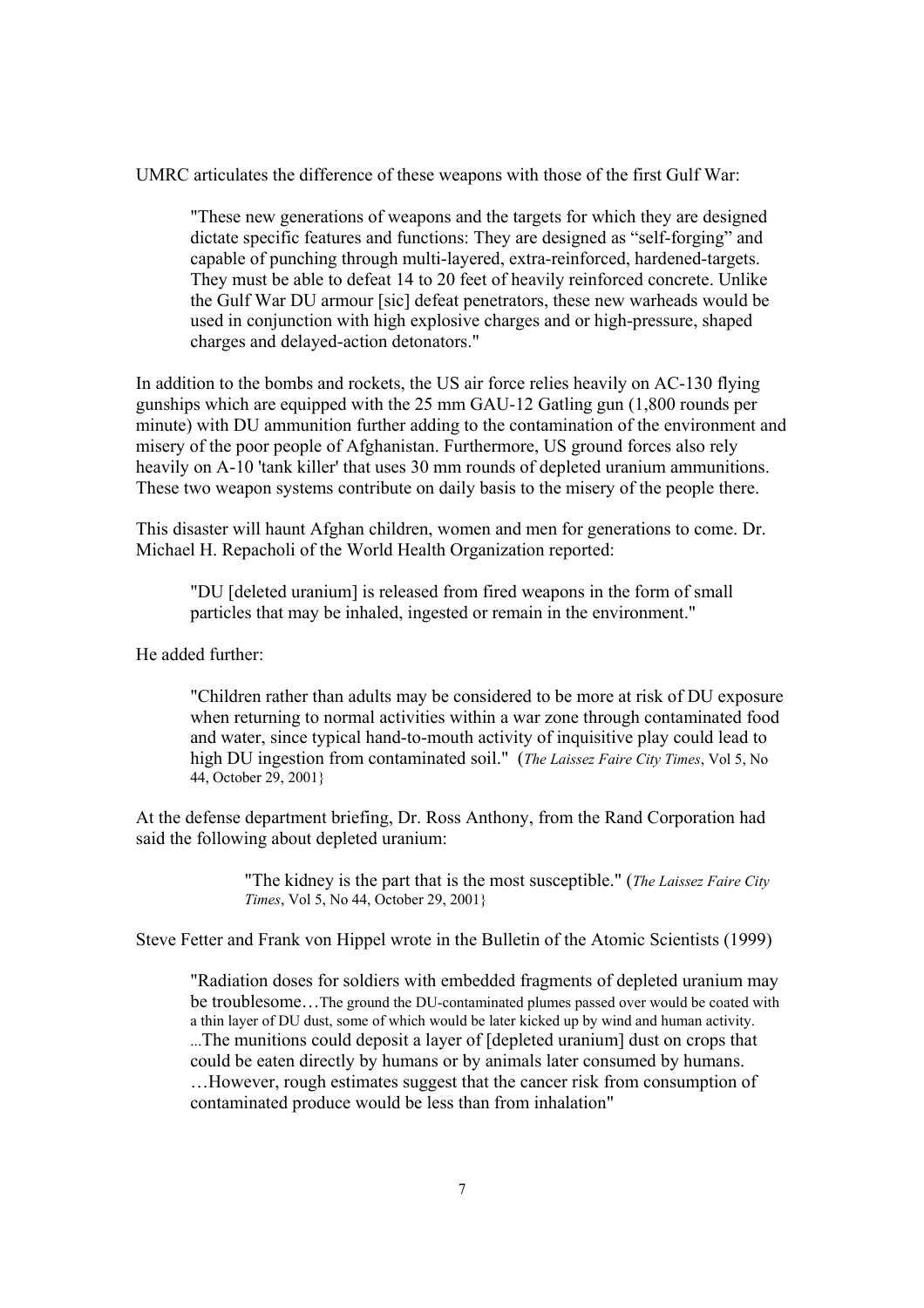UMRC articulates the difference of these weapons with those of the first Gulf War:

> "These new generations of weapons and the targets for which they are designed dictate specific features and functions: They are designed as "self-forging" and capable of punching through multi-layered, extra-reinforced, hardened-targets. They must be able to defeat 14 to 20 feet of heavily reinforced concrete. Unlike the Gulf War DU armour [sic] defeat penetrators, these new warheads would be used in conjunction with high explosive charges and or high-pressure, shaped charges and delayed-action detonators."

In addition to the bombs and rockets, the US air force relies heavily on AC-130 flying gunships which are equipped with the 25 mm GAU-12 Gatling gun (1,800 rounds per minute) with DU ammunition further adding to the contamination of the environment and misery of the poor people of Afghanistan. Furthermore, US ground forces also rely heavily on A-10 'tank killer' that uses 30 mm rounds of depleted uranium ammunitions. These two weapon systems contribute on daily basis to the misery of the people there.

This disaster will haunt Afghan children, women and men for generations to come. Dr. Michael H. Repacholi of the World Health Organization reported:

> "DU [deleted uranium] is released from fired weapons in the form of small particles that may be inhaled, ingested or remain in the environment."

He added further:

> "Children rather than adults may be considered to be more at risk of DU exposure when returning to normal activities within a war zone through contaminated food and water, since typical hand-to-mouth activity of inquisitive play could lead to high DU ingestion from contaminated soil." (*The Laissez Faire City Times*, Vol 5, No 44, October 29, 2001}

At the defense department briefing, Dr. Ross Anthony, from the Rand Corporation had said the following about depleted uranium:

> "The kidney is the part that is the most susceptible." (*The Laissez Faire City Times*, Vol 5, No 44, October 29, 2001}

Steve Fetter and Frank von Hippel wrote in the Bulletin of the Atomic Scientists (1999)

> "Radiation doses for soldiers with embedded fragments of depleted uranium may be troublesome…The ground the DU-contaminated plumes passed over would be coated with a thin layer of DU dust, some of which would be later kicked up by wind and human activity. ...The munitions could deposit a layer of [depleted uranium] dust on crops that could be eaten directly by humans or by animals later consumed by humans. …However, rough estimates suggest that the cancer risk from consumption of contaminated produce would be less than from inhalation"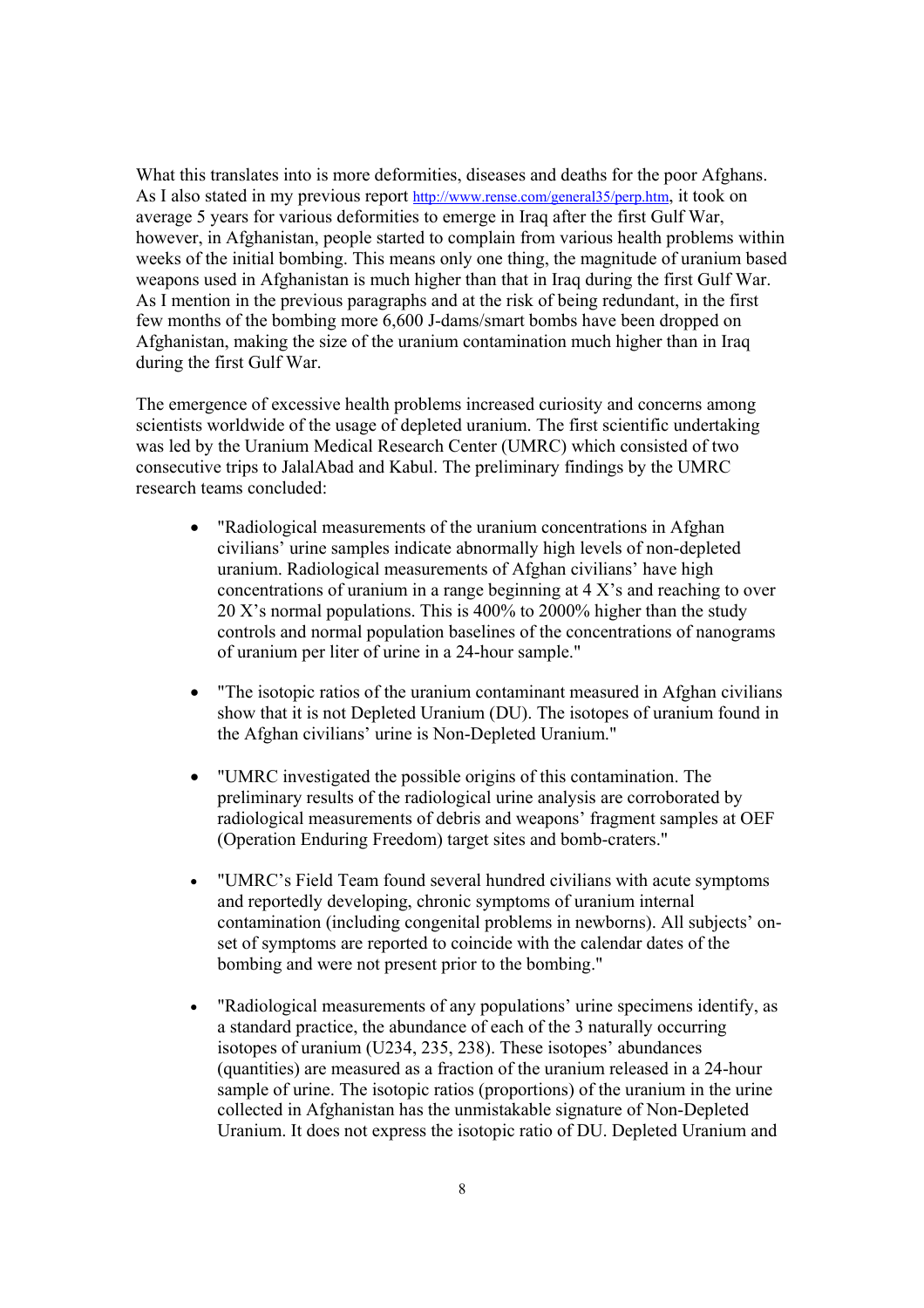What this translates into is more deformities, diseases and deaths for the poor Afghans. As I also stated in my previous report http://www.rense.com/general35/perp.htm, it took on average 5 years for various deformities to emerge in Iraq after the first Gulf War, however, in Afghanistan, people started to complain from various health problems within weeks of the initial bombing. This means only one thing, the magnitude of uranium based weapons used in Afghanistan is much higher than that in Iraq during the first Gulf War. As I mention in the previous paragraphs and at the risk of being redundant, in the first few months of the bombing more 6,600 J-dams/smart bombs have been dropped on Afghanistan, making the size of the uranium contamination much higher than in Iraq during the first Gulf War.

The emergence of excessive health problems increased curiosity and concerns among scientists worldwide of the usage of depleted uranium. The first scientific undertaking was led by the Uranium Medical Research Center (UMRC) which consisted of two consecutive trips to JalalAbad and Kabul. The preliminary findings by the UMRC research teams concluded:

- "Radiological measurements of the uranium concentrations in Afghan civilians' urine samples indicate abnormally high levels of non-depleted uranium. Radiological measurements of Afghan civilians' have high concentrations of uranium in a range beginning at 4 X's and reaching to over 20 X's normal populations. This is 400% to 2000% higher than the study controls and normal population baselines of the concentrations of nanograms of uranium per liter of urine in a 24-hour sample."

- "The isotopic ratios of the uranium contaminant measured in Afghan civilians show that it is not Depleted Uranium (DU). The isotopes of uranium found in the Afghan civilians' urine is Non-Depleted Uranium."

- "UMRC investigated the possible origins of this contamination. The preliminary results of the radiological urine analysis are corroborated by radiological measurements of debris and weapons' fragment samples at OEF (Operation Enduring Freedom) target sites and bomb-craters."

- "UMRC's Field Team found several hundred civilians with acute symptoms and reportedly developing, chronic symptoms of uranium internal contamination (including congenital problems in newborns). All subjects' on-set of symptoms are reported to coincide with the calendar dates of the bombing and were not present prior to the bombing."

- "Radiological measurements of any populations' urine specimens identify, as a standard practice, the abundance of each of the 3 naturally occurring isotopes of uranium (U234, 235, 238). These isotopes' abundances (quantities) are measured as a fraction of the uranium released in a 24-hour sample of urine. The isotopic ratios (proportions) of the uranium in the urine collected in Afghanistan has the unmistakable signature of Non-Depleted Uranium. It does not express the isotopic ratio of DU. Depleted Uranium and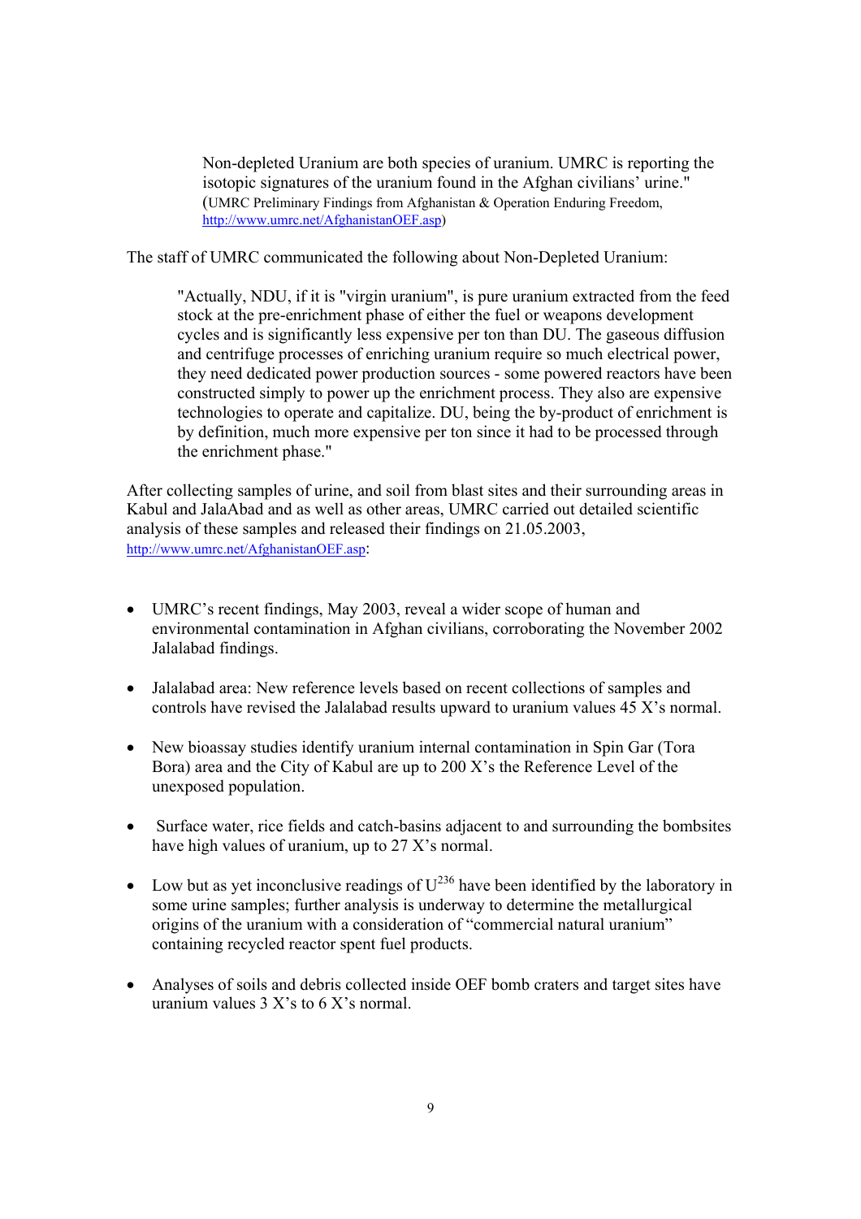> Non-depleted Uranium are both species of uranium. UMRC is reporting the isotopic signatures of the uranium found in the Afghan civilians' urine." (UMRC Preliminary Findings from Afghanistan & Operation Enduring Freedom, http://www.umrc.net/AfghanistanOEF.asp)

The staff of UMRC communicated the following about Non-Depleted Uranium:

> "Actually, NDU, if it is "virgin uranium", is pure uranium extracted from the feed stock at the pre-enrichment phase of either the fuel or weapons development cycles and is significantly less expensive per ton than DU. The gaseous diffusion and centrifuge processes of enriching uranium require so much electrical power, they need dedicated power production sources - some powered reactors have been constructed simply to power up the enrichment process. They also are expensive technologies to operate and capitalize. DU, being the by-product of enrichment is by definition, much more expensive per ton since it had to be processed through the enrichment phase."

After collecting samples of urine, and soil from blast sites and their surrounding areas in Kabul and JalaAbad and as well as other areas, UMRC carried out detailed scientific analysis of these samples and released their findings on 21.05.2003, http://www.umrc.net/AfghanistanOEF.asp:

- UMRC's recent findings, May 2003, reveal a wider scope of human and environmental contamination in Afghan civilians, corroborating the November 2002 Jalalabad findings.
- Jalalabad area: New reference levels based on recent collections of samples and controls have revised the Jalalabad results upward to uranium values 45 X's normal.
- New bioassay studies identify uranium internal contamination in Spin Gar (Tora Bora) area and the City of Kabul are up to 200 X's the Reference Level of the unexposed population.
- Surface water, rice fields and catch-basins adjacent to and surrounding the bombsites have high values of uranium, up to 27 X's normal.
- Low but as yet inconclusive readings of $U^{236}$ have been identified by the laboratory in some urine samples; further analysis is underway to determine the metallurgical origins of the uranium with a consideration of "commercial natural uranium" containing recycled reactor spent fuel products.
- Analyses of soils and debris collected inside OEF bomb craters and target sites have uranium values 3 X's to 6 X's normal.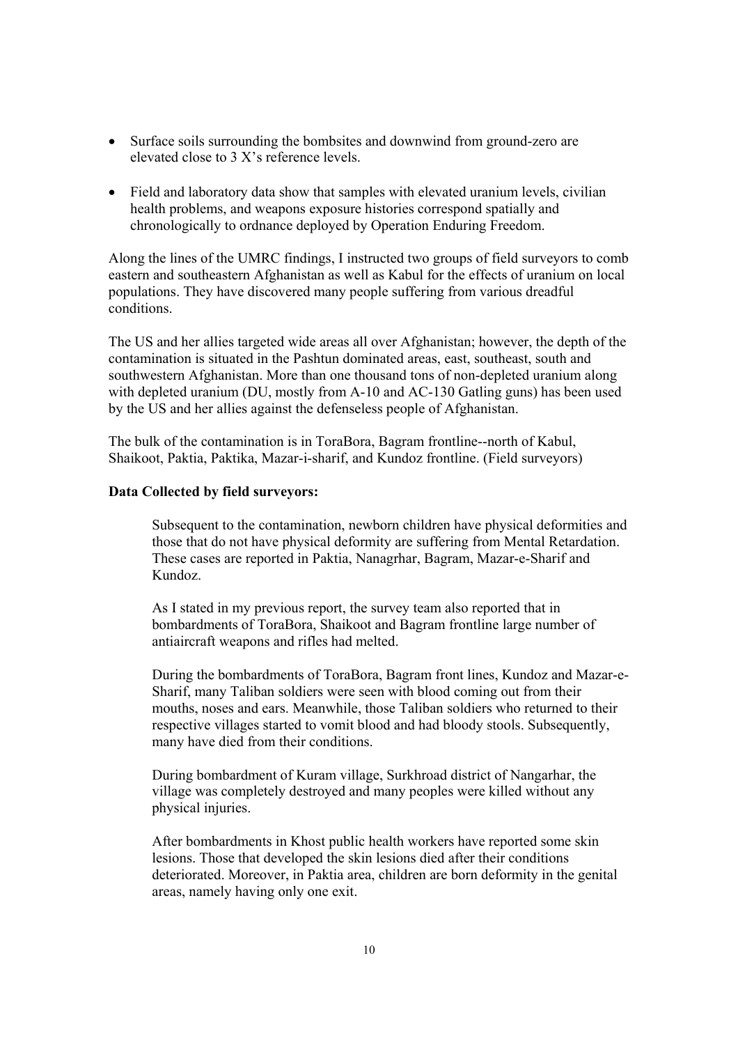- Surface soils surrounding the bombsites and downwind from ground-zero are elevated close to 3 X's reference levels.
- Field and laboratory data show that samples with elevated uranium levels, civilian health problems, and weapons exposure histories correspond spatially and chronologically to ordnance deployed by Operation Enduring Freedom.

Along the lines of the UMRC findings, I instructed two groups of field surveyors to comb eastern and southeastern Afghanistan as well as Kabul for the effects of uranium on local populations. They have discovered many people suffering from various dreadful conditions.

The US and her allies targeted wide areas all over Afghanistan; however, the depth of the contamination is situated in the Pashtun dominated areas, east, southeast, south and southwestern Afghanistan. More than one thousand tons of non-depleted uranium along with depleted uranium (DU, mostly from A-10 and AC-130 Gatling guns) has been used by the US and her allies against the defenseless people of Afghanistan.

The bulk of the contamination is in ToraBora, Bagram frontline--north of Kabul, Shaikoot, Paktia, Paktika, Mazar-i-sharif, and Kundoz frontline. (Field surveyors)

**Data Collected by field surveyors:**

> Subsequent to the contamination, newborn children have physical deformities and those that do not have physical deformity are suffering from Mental Retardation. These cases are reported in Paktia, Nanagrhar, Bagram, Mazar-e-Sharif and Kundoz.
>
> As I stated in my previous report, the survey team also reported that in bombardments of ToraBora, Shaikoot and Bagram frontline large number of antiaircraft weapons and rifles had melted.
>
> During the bombardments of ToraBora, Bagram front lines, Kundoz and Mazar-e-Sharif, many Taliban soldiers were seen with blood coming out from their mouths, noses and ears. Meanwhile, those Taliban soldiers who returned to their respective villages started to vomit blood and had bloody stools. Subsequently, many have died from their conditions.
>
> During bombardment of Kuram village, Surkhroad district of Nangarhar, the village was completely destroyed and many peoples were killed without any physical injuries.
>
> After bombardments in Khost public health workers have reported some skin lesions. Those that developed the skin lesions died after their conditions deteriorated. Moreover, in Paktia area, children are born deformity in the genital areas, namely having only one exit.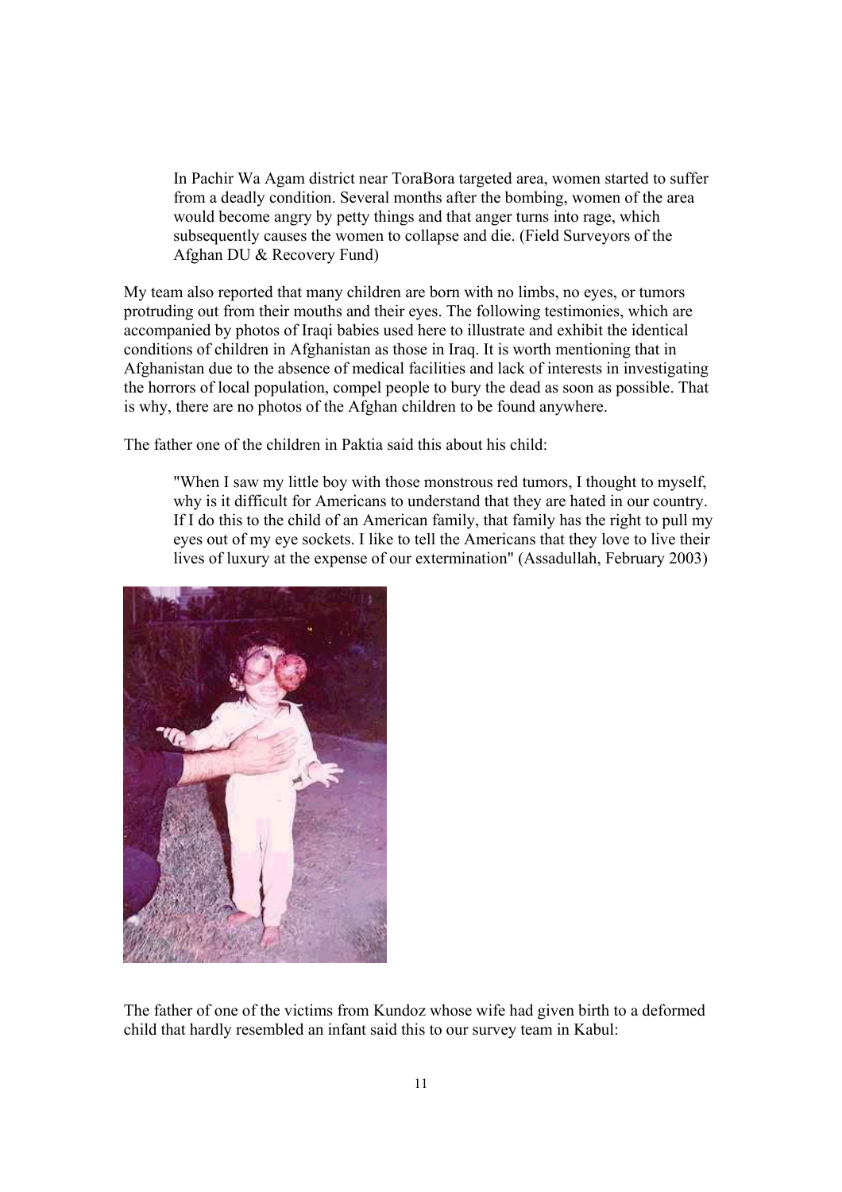> In Pachir Wa Agam district near ToraBora targeted area, women started to suffer from a deadly condition. Several months after the bombing, women of the area would become angry by petty things and that anger turns into rage, which subsequently causes the women to collapse and die. (Field Surveyors of the Afghan DU & Recovery Fund)

My team also reported that many children are born with no limbs, no eyes, or tumors protruding out from their mouths and their eyes. The following testimonies, which are accompanied by photos of Iraqi babies used here to illustrate and exhibit the identical conditions of children in Afghanistan as those in Iraq. It is worth mentioning that in Afghanistan due to the absence of medical facilities and lack of interests in investigating the horrors of local population, compel people to bury the dead as soon as possible. That is why, there are no photos of the Afghan children to be found anywhere.

The father one of the children in Paktia said this about his child:

> "When I saw my little boy with those monstrous red tumors, I thought to myself, why is it difficult for Americans to understand that they are hated in our country. If I do this to the child of an American family, that family has the right to pull my eyes out of my eye sockets. I like to tell the Americans that they love to live their lives of luxury at the expense of our extermination" (Assadullah, February 2003)

The father of one of the victims from Kundoz whose wife had given birth to a deformed child that hardly resembled an infant said this to our survey team in Kabul: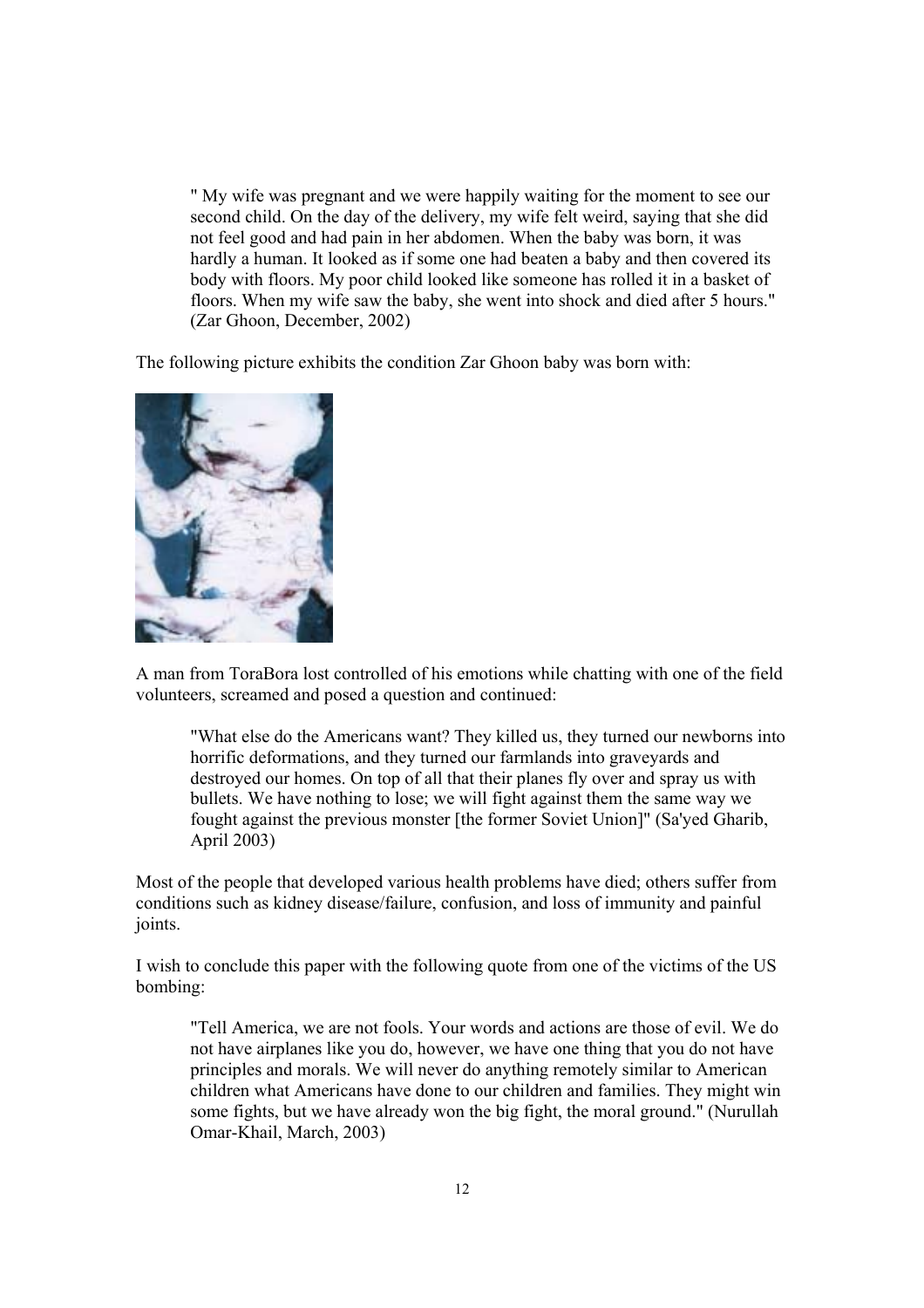> " My wife was pregnant and we were happily waiting for the moment to see our second child. On the day of the delivery, my wife felt weird, saying that she did not feel good and had pain in her abdomen. When the baby was born, it was hardly a human. It looked as if some one had beaten a baby and then covered its body with floors. My poor child looked like someone has rolled it in a basket of floors. When my wife saw the baby, she went into shock and died after 5 hours." (Zar Ghoon, December, 2002)

The following picture exhibits the condition Zar Ghoon baby was born with:

A man from ToraBora lost controlled of his emotions while chatting with one of the field volunteers, screamed and posed a question and continued:

> "What else do the Americans want? They killed us, they turned our newborns into horrific deformations, and they turned our farmlands into graveyards and destroyed our homes. On top of all that their planes fly over and spray us with bullets. We have nothing to lose; we will fight against them the same way we fought against the previous monster [the former Soviet Union]" (Sa'yed Gharib, April 2003)

Most of the people that developed various health problems have died; others suffer from conditions such as kidney disease/failure, confusion, and loss of immunity and painful joints.

I wish to conclude this paper with the following quote from one of the victims of the US bombing:

> "Tell America, we are not fools. Your words and actions are those of evil. We do not have airplanes like you do, however, we have one thing that you do not have principles and morals. We will never do anything remotely similar to American children what Americans have done to our children and families. They might win some fights, but we have already won the big fight, the moral ground." (Nurullah Omar-Khail, March, 2003)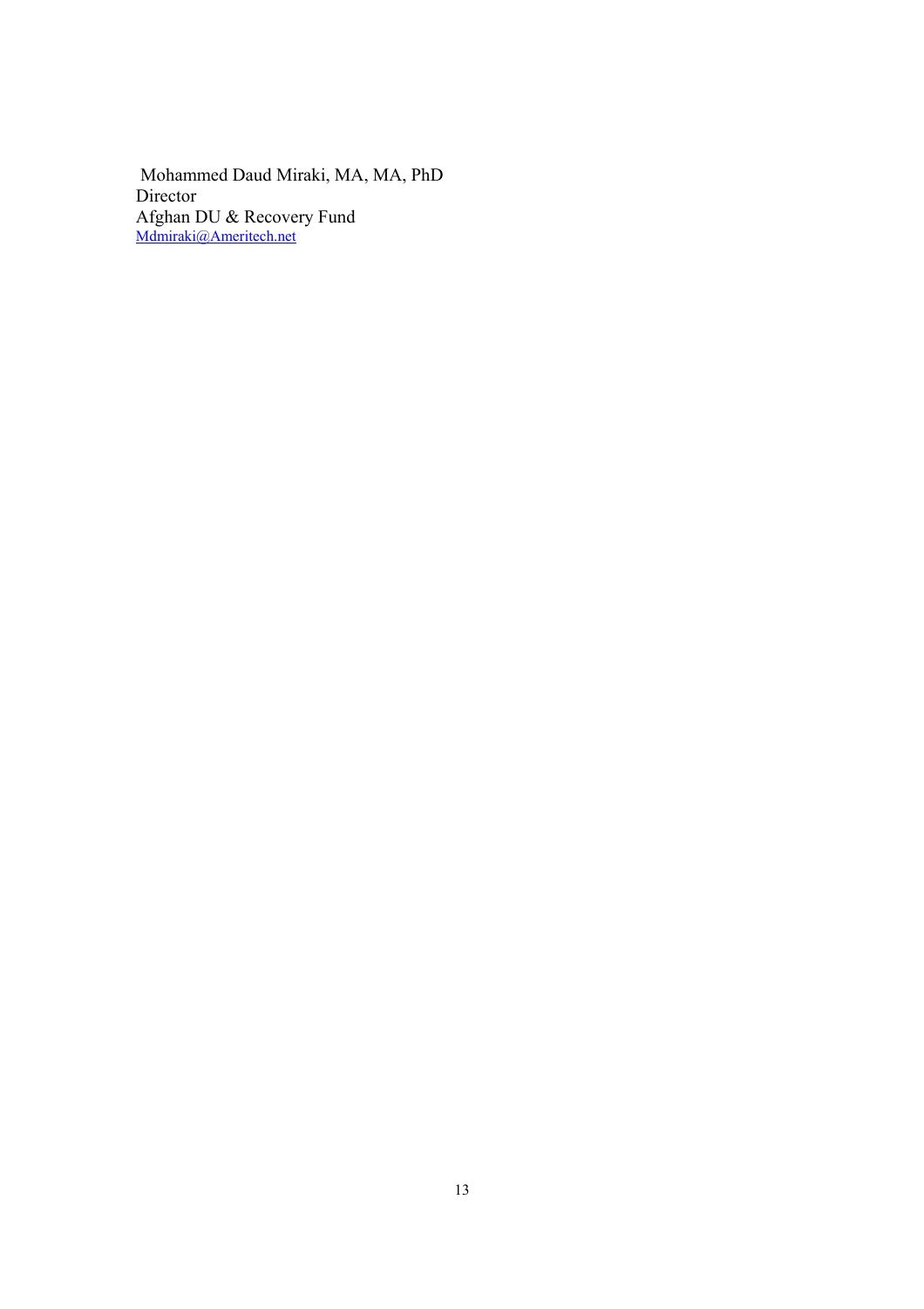Mohammed Daud Miraki, MA, MA, PhD
Director
Afghan DU & Recovery Fund
Mdmiraki@Ameritech.net